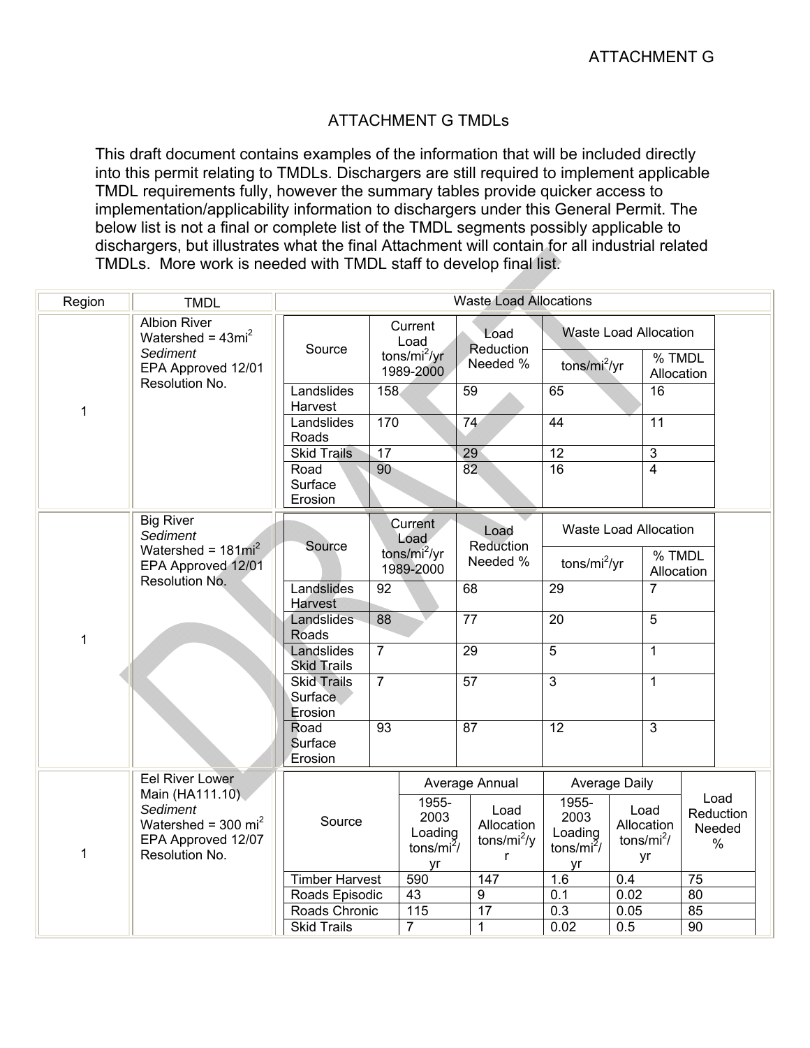ATTACHMENT G

# ATTACHMENT G TMDLs

This draft document contains examples of the information that will be included directly into this permit relating to TMDLs. Dischargers are still required to implement applicable TMDL requirements fully, however the summary tables provide quicker access to implementation/applicability information to dischargers under this General Permit. The below list is not a final or complete list of the TMDL segments possibly applicable to dischargers, but illustrates what the final Attachment will contain for all industrial related TMDLs. More work is needed with TMDL staff to develop final list.

| Region | TMDL | Waste Load Allocations | | | | |
|---|---|---|---|---|---|---|
| | | Source | Current Load tons/mi$^2$/yr 1989-2000 | Load Reduction Needed % | Waste Load Allocation | |
| | | | | | tons/mi$^2$/yr | % TMDL Allocation |
| 1 | Albion River Watershed = 43mi$^2$ *Sediment* EPA Approved 12/01 Resolution No. | Landslides Harvest | 158 | 59 | 65 | 16 |
| | | Landslides Roads | 170 | 74 | 44 | 11 |
| | | Skid Trails | 17 | 29 | 12 | 3 |
| | | Road Surface Erosion | 90 | 82 | 16 | 4 |

| Region | TMDL | Waste Load Allocations | | | | |
|---|---|---|---|---|---|---|
| | | Source | Current Load tons/mi$^2$/yr 1989-2000 | Load Reduction Needed % | Waste Load Allocation | |
| | | | | | tons/mi$^2$/yr | % TMDL Allocation |
| 1 | Big River *Sediment* Watershed = 181mi$^2$ EPA Approved 12/01 Resolution No. | Landslides Harvest | 92 | 68 | 29 | 7 |
| | | Landslides Roads | 88 | 77 | 20 | 5 |
| | | Landslides Skid Trails | 7 | 29 | 5 | 1 |
| | | Skid Trails Surface Erosion | 7 | 57 | 3 | 1 |
| | | Road Surface Erosion | 93 | 87 | 12 | 3 |

| Region | TMDL | Waste Load Allocations | | | | | |
|---|---|---|---|---|---|---|---|
| | | Source | Average Annual | | Average Daily | | Load Reduction Needed % |
| | | | 1955-2003 Loading tons/mi$^2$/yr | Load Allocation tons/mi$^2$/yr | 1955-2003 Loading tons/mi$^2$/yr | Load Allocation tons/mi$^2$/yr | |
| 1 | Eel River Lower Main (HA111.10) *Sediment* Watershed = 300 mi$^2$ EPA Approved 12/07 Resolution No. | Timber Harvest | 590 | 147 | 1.6 | 0.4 | 75 |
| | | Roads Episodic | 43 | 9 | 0.1 | 0.02 | 80 |
| | | Roads Chronic | 115 | 17 | 0.3 | 0.05 | 85 |
| | | Skid Trails | 7 | 1 | 0.02 | 0.5 | 90 |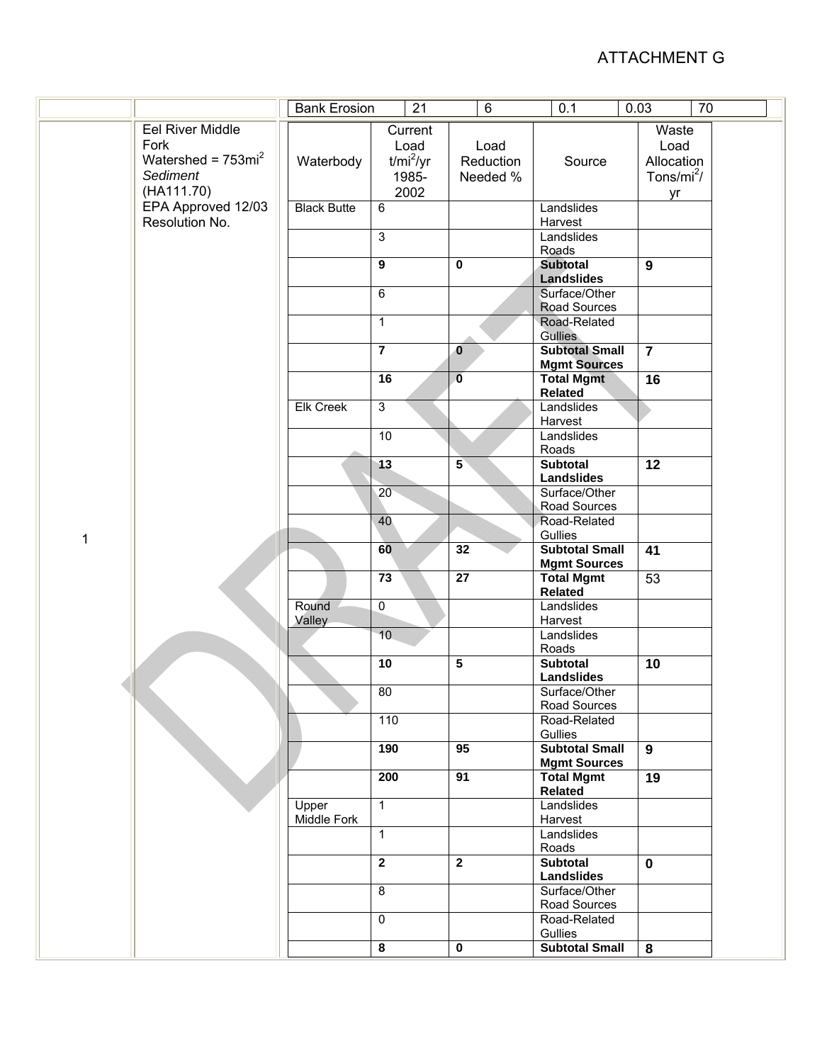ATTACHMENT G

| | | Bank Erosion | 21 | 6 | 0.1 | 0.03 | 70 |
|---|---|---|---|---|---|---|---|

| | | Waterbody | Current Load t/mi²/yr 1985-2002 | Load Reduction Needed % | Source | Waste Load Allocation Tons/mi²/yr |
|---|---|---|---|---|---|---|
| 1 | Eel River Middle Fork<br>Watershed = 753mi²<br>*Sediment*<br>(HA111.70)<br>EPA Approved 12/03<br>Resolution No. | Black Butte | 6 | | Landslides Harvest | |
| | | | 3 | | Landslides Roads | |
| | | | **9** | **0** | **Subtotal Landslides** | **9** |
| | | | 6 | | Surface/Other Road Sources | |
| | | | 1 | | Road-Related Gullies | |
| | | | **7** | **0** | **Subtotal Small Mgmt Sources** | **7** |
| | | | **16** | **0** | **Total Mgmt Related** | **16** |
| | | Elk Creek | 3 | | Landslides Harvest | |
| | | | 10 | | Landslides Roads | |
| | | | **13** | **5** | **Subtotal Landslides** | **12** |
| | | | 20 | | Surface/Other Road Sources | |
| | | | 40 | | Road-Related Gullies | |
| | | | **60** | **32** | **Subtotal Small Mgmt Sources** | **41** |
| | | | **73** | **27** | **Total Mgmt Related** | 53 |
| | | Round Valley | 0 | | Landslides Harvest | |
| | | | 10 | | Landslides Roads | |
| | | | **10** | **5** | **Subtotal Landslides** | **10** |
| | | | 80 | | Surface/Other Road Sources | |
| | | | 110 | | Road-Related Gullies | |
| | | | **190** | **95** | **Subtotal Small Mgmt Sources** | **9** |
| | | | **200** | **91** | **Total Mgmt Related** | **19** |
| | | Upper Middle Fork | 1 | | Landslides Harvest | |
| | | | 1 | | Landslides Roads | |
| | | | **2** | **2** | **Subtotal Landslides** | **0** |
| | | | 8 | | Surface/Other Road Sources | |
| | | | 0 | | Road-Related Gullies | |
| | | | **8** | **0** | **Subtotal Small** | **8** |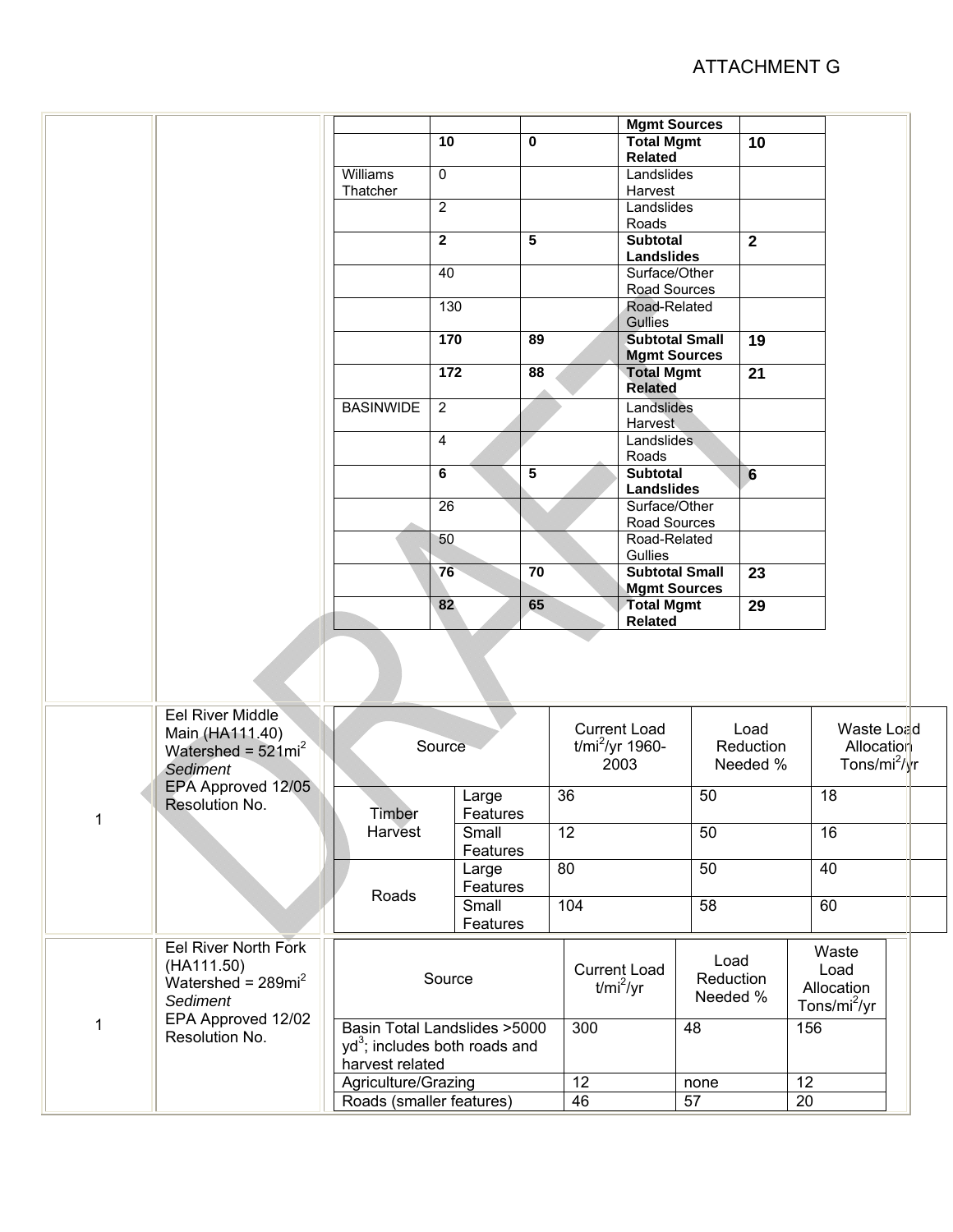ATTACHMENT G

| | | | |
|---|---|---|---|---|
| | | | **Mgmt Sources** | |
| | **10** | **0** | **Total Mgmt Related** | **10** |
| Williams Thatcher | 0 | | Landslides Harvest | |
| | 2 | | Landslides Roads | |
| | **2** | **5** | **Subtotal Landslides** | **2** |
| | 40 | | Surface/Other Road Sources | |
| | 130 | | Road-Related Gullies | |
| | **170** | **89** | **Subtotal Small Mgmt Sources** | **19** |
| | **172** | **88** | **Total Mgmt Related** | **21** |
| BASINWIDE | 2 | | Landslides Harvest | |
| | 4 | | Landslides Roads | |
| | **6** | **5** | **Subtotal Landslides** | **6** |
| | 26 | | Surface/Other Road Sources | |
| | 50 | | Road-Related Gullies | |
| | **76** | **70** | **Subtotal Small Mgmt Sources** | **23** |
| | **82** | **65** | **Total Mgmt Related** | **29** |

**1** — Eel River Middle Main (HA111.40) Watershed = 521mi$^2$ *Sediment* EPA Approved 12/05 Resolution No.

| Source | | Current Load t/mi$^2$/yr 1960-2003 | Load Reduction Needed % | Waste Load Allocation Tons/mi$^2$/yr |
|---|---|---|---|---|
| Timber Harvest | Large Features | 36 | 50 | 18 |
| | Small Features | 12 | 50 | 16 |
| Roads | Large Features | 80 | 50 | 40 |
| | Small Features | 104 | 58 | 60 |

**1** — Eel River North Fork (HA111.50) Watershed = 289mi$^2$ *Sediment* EPA Approved 12/02 Resolution No.

| Source | Current Load t/mi$^2$/yr | Load Reduction Needed % | Waste Load Allocation Tons/mi$^2$/yr |
|---|---|---|---|
| Basin Total Landslides >5000 yd$^3$; includes both roads and harvest related | 300 | 48 | 156 |
| Agriculture/Grazing | 12 | none | 12 |
| Roads (smaller features) | 46 | 57 | 20 |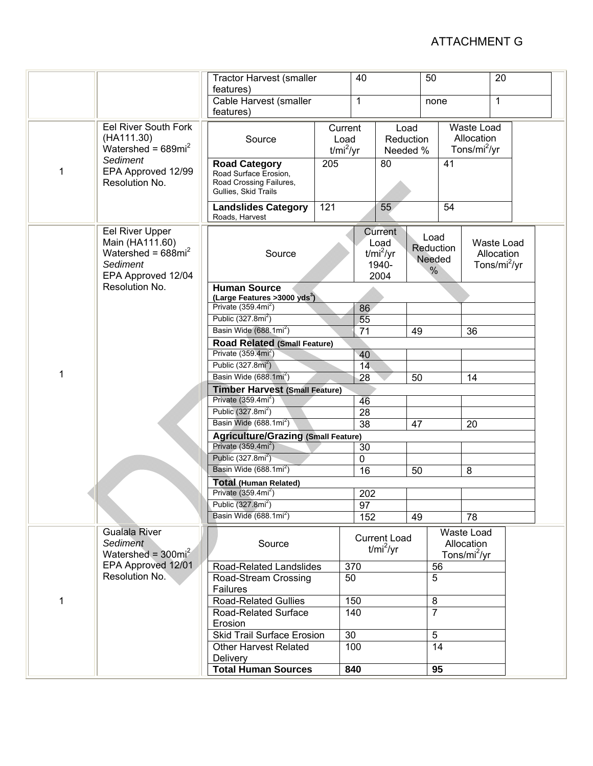ATTACHMENT G

| | | Source | Current Load $t/mi^2/yr$ | Load Reduction Needed % | Waste Load Allocation $Tons/mi^2/yr$ |
|---|---|---|---|---|---|
| | | Tractor Harvest (smaller features) | 40 | 50 | 20 |
| | | Cable Harvest (smaller features) | 1 | none | 1 |

| | | Source | Current Load $t/mi^2/yr$ | Load Reduction Needed % | Waste Load Allocation $Tons/mi^2/yr$ |
|---|---|---|---|---|---|
| 1 | Eel River South Fork (HA111.30) Watershed = $689mi^2$ *Sediment* EPA Approved 12/99 Resolution No. | **Road Category** Road Surface Erosion, Road Crossing Failures, Gullies, Skid Trails | 205 | 80 | 41 |
| | | **Landslides Category** Roads, Harvest | 121 | 55 | 54 |

| | | Source | Current Load $t/mi^2/yr$ 1940-2004 | Load Reduction Needed % | Waste Load Allocation $Tons/mi^2/yr$ |
|---|---|---|---|---|---|
| 1 | Eel River Upper Main (HA111.60) Watershed = $688mi^2$ *Sediment* EPA Approved 12/04 Resolution No. | **Human Source** (Large Features >3000 $yds^3$) | | | |
| | | Private ($359.4mi^2$) | 86 | | |
| | | Public ($327.8mi^2$) | 55 | | |
| | | Basin Wide ($688.1mi^2$) | 71 | 49 | 36 |
| | | **Road Related** (Small Feature) | | | |
| | | Private ($359.4mi^2$) | 40 | | |
| | | Public ($327.8mi^2$) | 14 | | |
| | | Basin Wide ($688.1mi^2$) | 28 | 50 | 14 |
| | | **Timber Harvest** (Small Feature) | | | |
| | | Private ($359.4mi^2$) | 46 | | |
| | | Public ($327.8mi^2$) | 28 | | |
| | | Basin Wide ($688.1mi^2$) | 38 | 47 | 20 |
| | | **Agriculture/Grazing** (Small Feature) | | | |
| | | Private ($359.4mi^2$) | 30 | | |
| | | Public ($327.8mi^2$) | 0 | | |
| | | Basin Wide ($688.1mi^2$) | 16 | 50 | 8 |
| | | **Total** (Human Related) | | | |
| | | Private ($359.4mi^2$) | 202 | | |
| | | Public ($327.8mi^2$) | 97 | | |
| | | Basin Wide ($688.1mi^2$) | 152 | 49 | 78 |

| | | Source | Current Load $t/mi^2/yr$ | Waste Load Allocation $Tons/mi^2/yr$ |
|---|---|---|---|---|
| 1 | Gualala River *Sediment* Watershed = $300mi^2$ EPA Approved 12/01 Resolution No. | Road-Related Landslides | 370 | 56 |
| | | Road-Stream Crossing Failures | 50 | 5 |
| | | Road-Related Gullies | 150 | 8 |
| | | Road-Related Surface Erosion | 140 | 7 |
| | | Skid Trail Surface Erosion | 30 | 5 |
| | | Other Harvest Related Delivery | 100 | 14 |
| | | **Total Human Sources** | **840** | **95** |